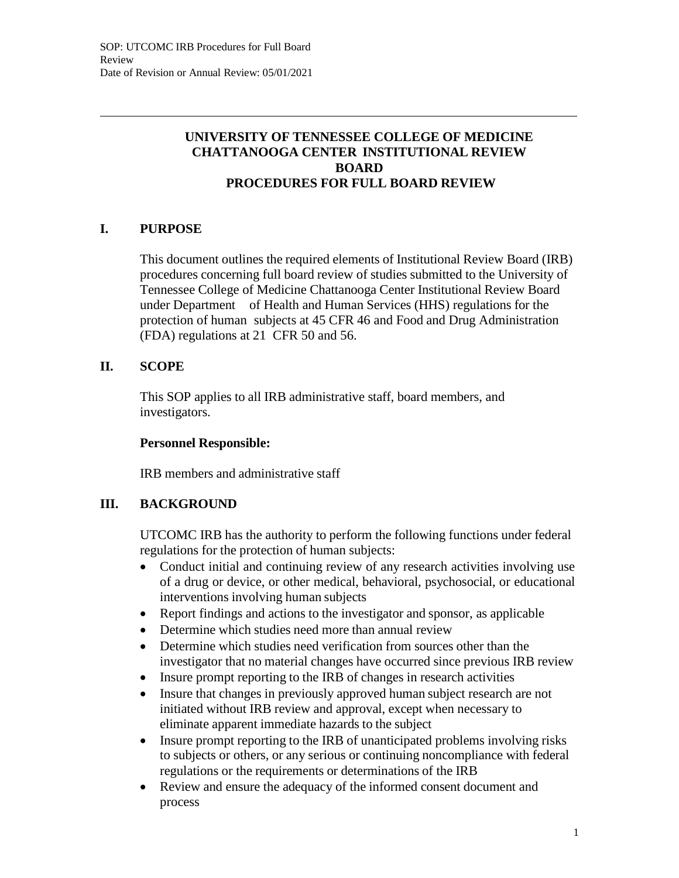# UNIVERSITY OF TENNESSEE COLLEGE OF MEDICINE CHATTANOOGA CENTER INSTITUTIONAL REVIEW BOARD PROCEDURES FOR FULL BOARD REVIEW

## I. PURPOSE

This document outlines the required elements of Institutional Review Board (IRB) procedures concerning full board review of studies submitted to the University of Tennessee College of Medicine Chattanooga Center Institutional Review Board under Department of Health and Human Services (HHS) regulations for the protection of human subjects at 45 CFR 46 and Food and Drug Administration (FDA) regulations at 21 CFR 50 and 56.

## II. SCOPE

This SOP applies to all IRB administrative staff, board members, and investigators.

**Personnel Responsible:**

IRB members and administrative staff

## III. BACKGROUND

UTCOMC IRB has the authority to perform the following functions under federal regulations for the protection of human subjects:

- Conduct initial and continuing review of any research activities involving use of a drug or device, or other medical, behavioral, psychosocial, or educational interventions involving human subjects
- Report findings and actions to the investigator and sponsor, as applicable
- Determine which studies need more than annual review
- Determine which studies need verification from sources other than the investigator that no material changes have occurred since previous IRB review
- Insure prompt reporting to the IRB of changes in research activities
- Insure that changes in previously approved human subject research are not initiated without IRB review and approval, except when necessary to eliminate apparent immediate hazards to the subject
- Insure prompt reporting to the IRB of unanticipated problems involving risks to subjects or others, or any serious or continuing noncompliance with federal regulations or the requirements or determinations of the IRB
- Review and ensure the adequacy of the informed consent document and process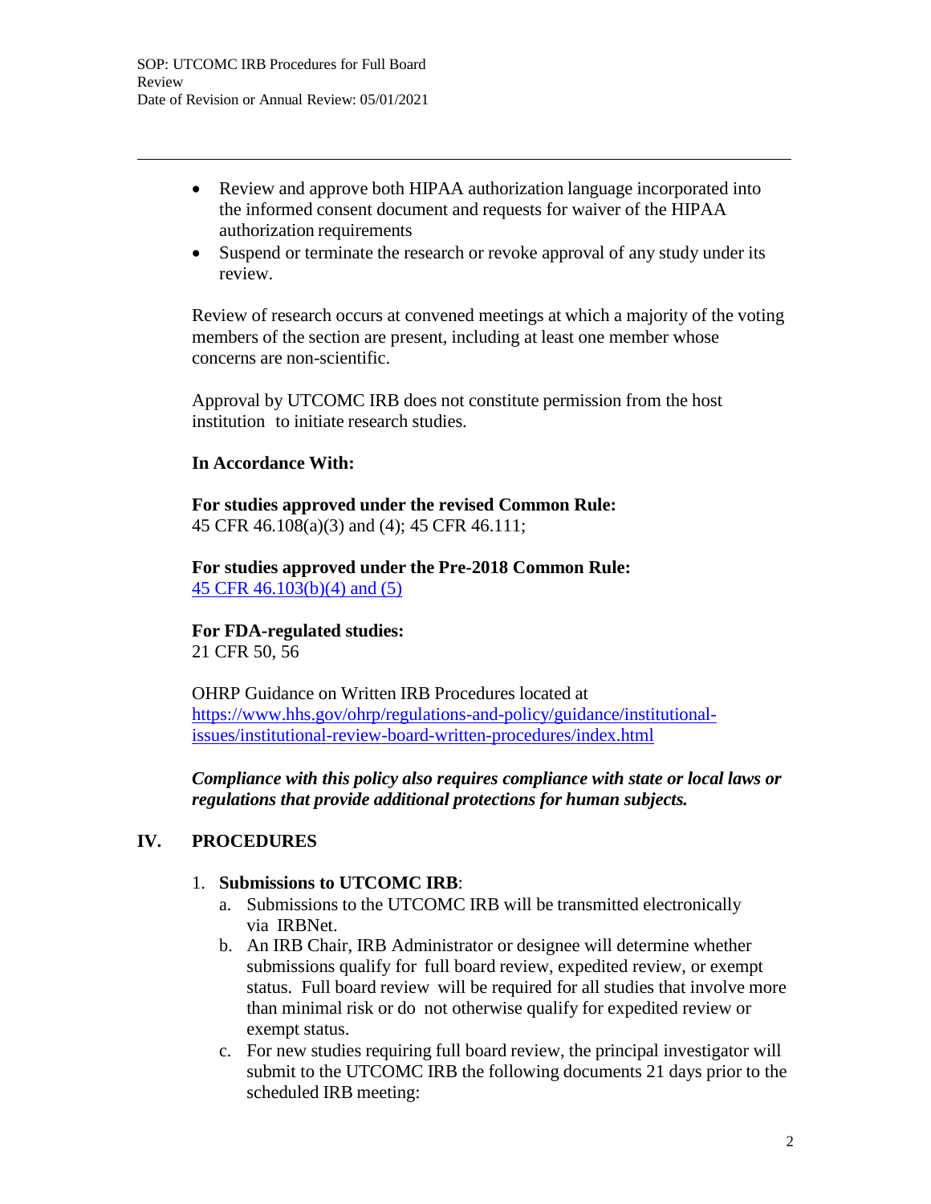- Review and approve both HIPAA authorization language incorporated into the informed consent document and requests for waiver of the HIPAA authorization requirements
- Suspend or terminate the research or revoke approval of any study under its review.

Review of research occurs at convened meetings at which a majority of the voting members of the section are present, including at least one member whose concerns are non-scientific.

Approval by UTCOMC IRB does not constitute permission from the host institution to initiate research studies.

**In Accordance With:**

**For studies approved under the revised Common Rule:**
45 CFR 46.108(a)(3) and (4); 45 CFR 46.111;

**For studies approved under the Pre-2018 Common Rule:**
45 CFR 46.103(b)(4) and (5)

**For FDA-regulated studies:**
21 CFR 50, 56

OHRP Guidance on Written IRB Procedures located at https://www.hhs.gov/ohrp/regulations-and-policy/guidance/institutional-issues/institutional-review-board-written-procedures/index.html

***Compliance with this policy also requires compliance with state or local laws or regulations that provide additional protections for human subjects.***

## IV. PROCEDURES

1. **Submissions to UTCOMC IRB**:
   a. Submissions to the UTCOMC IRB will be transmitted electronically via IRBNet.
   b. An IRB Chair, IRB Administrator or designee will determine whether submissions qualify for full board review, expedited review, or exempt status. Full board review will be required for all studies that involve more than minimal risk or do not otherwise qualify for expedited review or exempt status.
   c. For new studies requiring full board review, the principal investigator will submit to the UTCOMC IRB the following documents 21 days prior to the scheduled IRB meeting: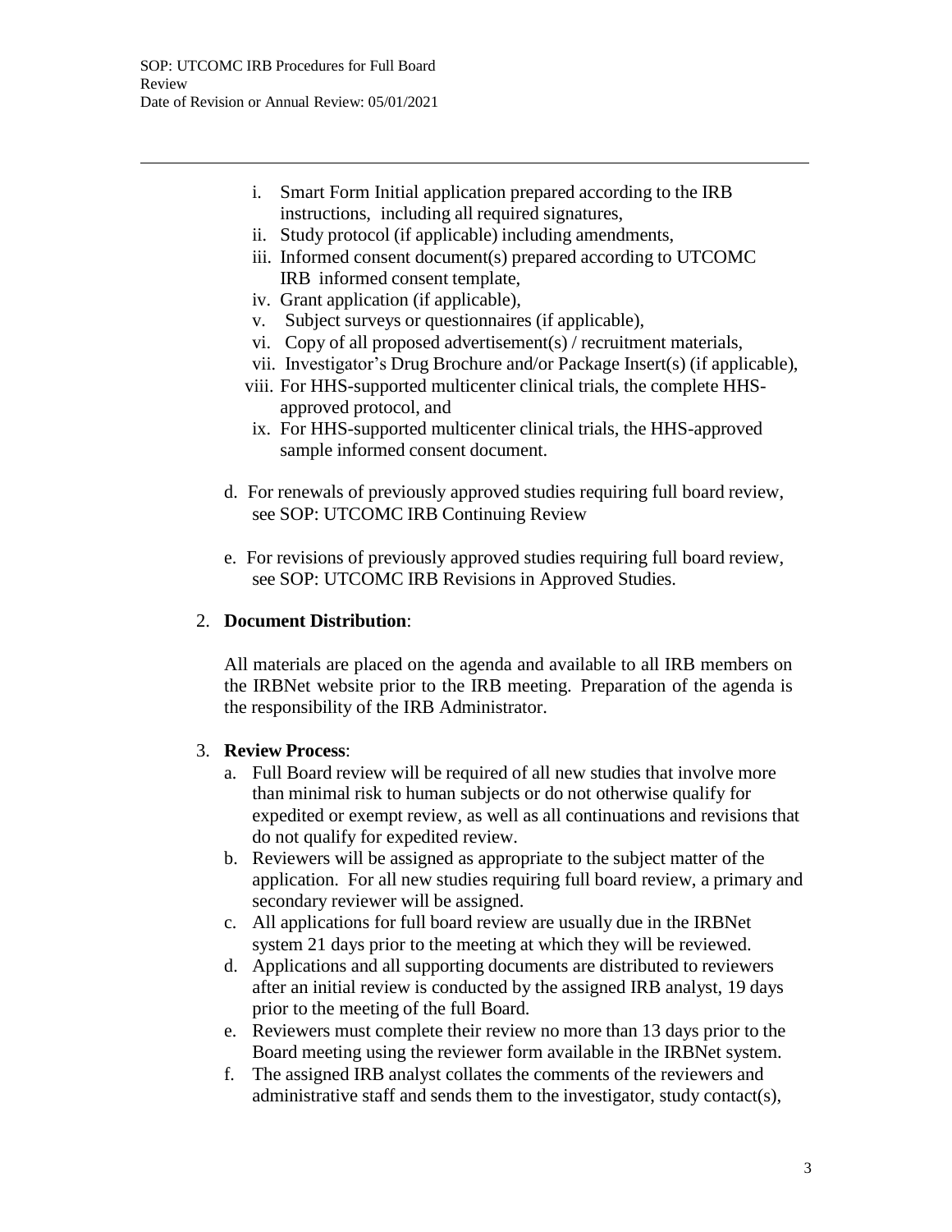i. Smart Form Initial application prepared according to the IRB instructions, including all required signatures,
ii. Study protocol (if applicable) including amendments,
iii. Informed consent document(s) prepared according to UTCOMC IRB informed consent template,
iv. Grant application (if applicable),
v. Subject surveys or questionnaires (if applicable),
vi. Copy of all proposed advertisement(s) / recruitment materials,
vii. Investigator's Drug Brochure and/or Package Insert(s) (if applicable),
viii. For HHS-supported multicenter clinical trials, the complete HHS-approved protocol, and
ix. For HHS-supported multicenter clinical trials, the HHS-approved sample informed consent document.

d. For renewals of previously approved studies requiring full board review, see SOP: UTCOMC IRB Continuing Review

e. For revisions of previously approved studies requiring full board review, see SOP: UTCOMC IRB Revisions in Approved Studies.

2. **Document Distribution**:

   All materials are placed on the agenda and available to all IRB members on the IRBNet website prior to the IRB meeting. Preparation of the agenda is the responsibility of the IRB Administrator.

3. **Review Process**:
   a. Full Board review will be required of all new studies that involve more than minimal risk to human subjects or do not otherwise qualify for expedited or exempt review, as well as all continuations and revisions that do not qualify for expedited review.
   b. Reviewers will be assigned as appropriate to the subject matter of the application. For all new studies requiring full board review, a primary and secondary reviewer will be assigned.
   c. All applications for full board review are usually due in the IRBNet system 21 days prior to the meeting at which they will be reviewed.
   d. Applications and all supporting documents are distributed to reviewers after an initial review is conducted by the assigned IRB analyst, 19 days prior to the meeting of the full Board.
   e. Reviewers must complete their review no more than 13 days prior to the Board meeting using the reviewer form available in the IRBNet system.
   f. The assigned IRB analyst collates the comments of the reviewers and administrative staff and sends them to the investigator, study contact(s),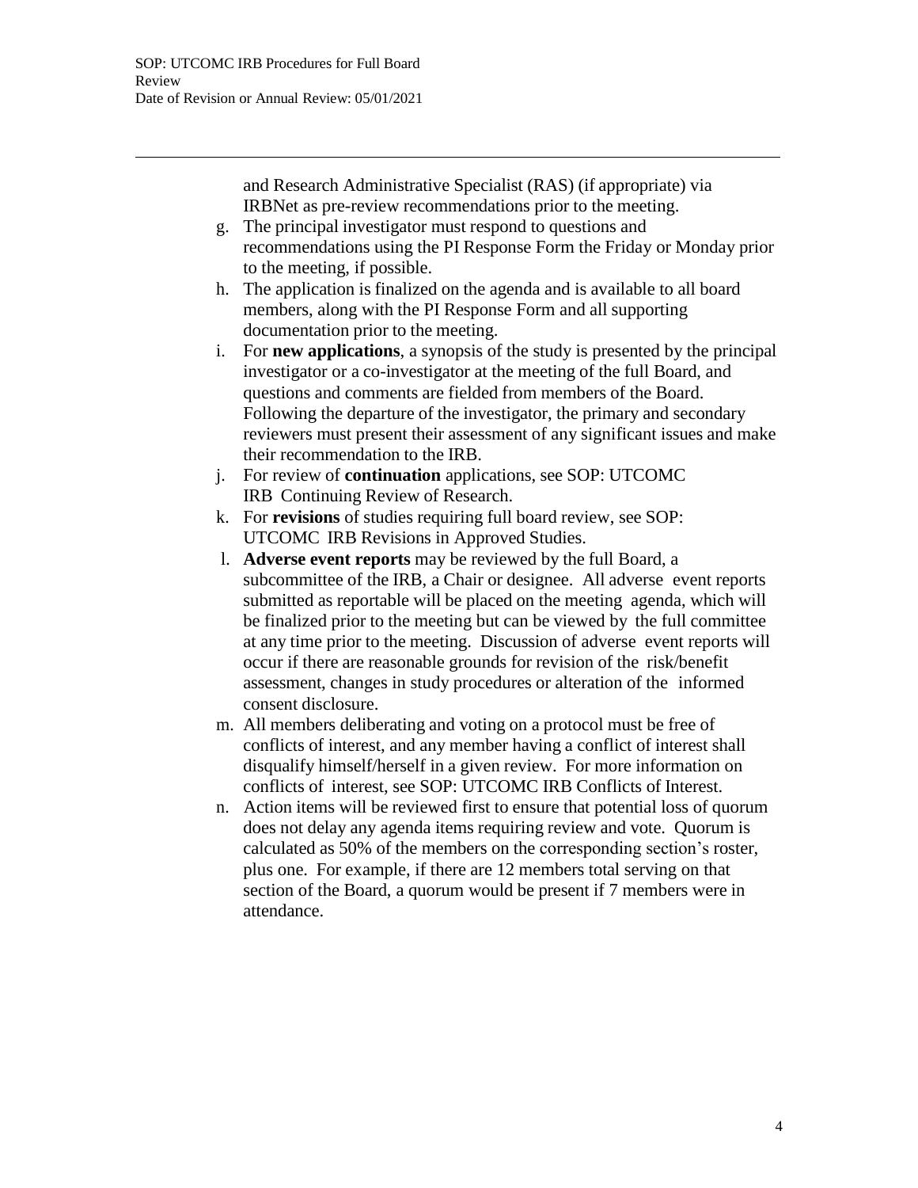and Research Administrative Specialist (RAS) (if appropriate) via IRBNet as pre-review recommendations prior to the meeting.

g. The principal investigator must respond to questions and recommendations using the PI Response Form the Friday or Monday prior to the meeting, if possible.
h. The application is finalized on the agenda and is available to all board members, along with the PI Response Form and all supporting documentation prior to the meeting.
i. For **new applications**, a synopsis of the study is presented by the principal investigator or a co-investigator at the meeting of the full Board, and questions and comments are fielded from members of the Board. Following the departure of the investigator, the primary and secondary reviewers must present their assessment of any significant issues and make their recommendation to the IRB.
j. For review of **continuation** applications, see SOP: UTCOMC IRB Continuing Review of Research.
k. For **revisions** of studies requiring full board review, see SOP: UTCOMC IRB Revisions in Approved Studies.
l. **Adverse event reports** may be reviewed by the full Board, a subcommittee of the IRB, a Chair or designee. All adverse event reports submitted as reportable will be placed on the meeting agenda, which will be finalized prior to the meeting but can be viewed by the full committee at any time prior to the meeting. Discussion of adverse event reports will occur if there are reasonable grounds for revision of the risk/benefit assessment, changes in study procedures or alteration of the informed consent disclosure.
m. All members deliberating and voting on a protocol must be free of conflicts of interest, and any member having a conflict of interest shall disqualify himself/herself in a given review. For more information on conflicts of interest, see SOP: UTCOMC IRB Conflicts of Interest.
n. Action items will be reviewed first to ensure that potential loss of quorum does not delay any agenda items requiring review and vote. Quorum is calculated as 50% of the members on the corresponding section's roster, plus one. For example, if there are 12 members total serving on that section of the Board, a quorum would be present if 7 members were in attendance.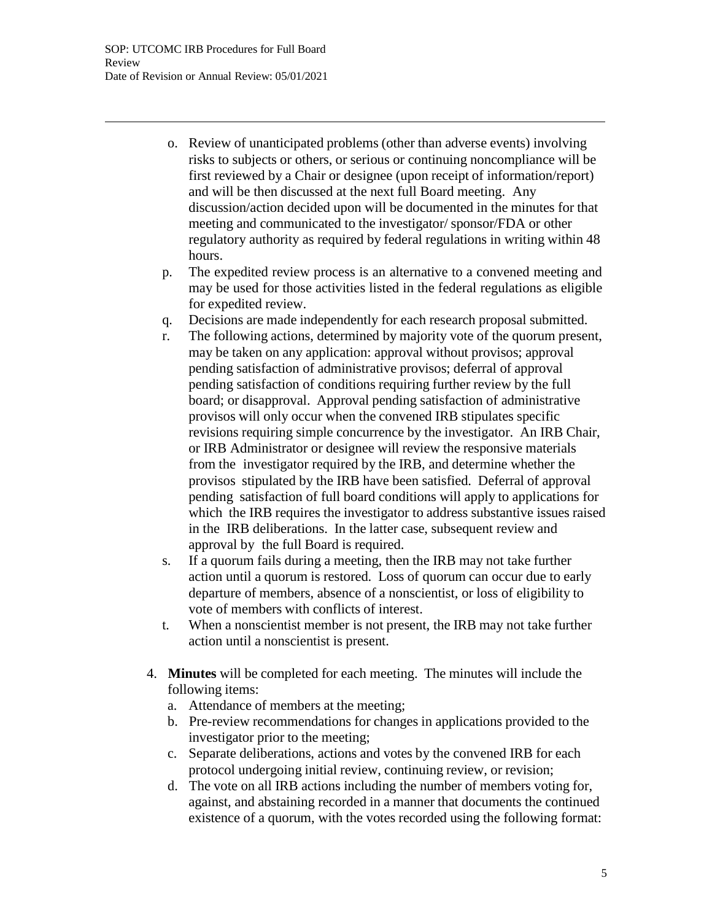o. Review of unanticipated problems (other than adverse events) involving risks to subjects or others, or serious or continuing noncompliance will be first reviewed by a Chair or designee (upon receipt of information/report) and will be then discussed at the next full Board meeting. Any discussion/action decided upon will be documented in the minutes for that meeting and communicated to the investigator/ sponsor/FDA or other regulatory authority as required by federal regulations in writing within 48 hours.

p. The expedited review process is an alternative to a convened meeting and may be used for those activities listed in the federal regulations as eligible for expedited review.

q. Decisions are made independently for each research proposal submitted.

r. The following actions, determined by majority vote of the quorum present, may be taken on any application: approval without provisos; approval pending satisfaction of administrative provisos; deferral of approval pending satisfaction of conditions requiring further review by the full board; or disapproval. Approval pending satisfaction of administrative provisos will only occur when the convened IRB stipulates specific revisions requiring simple concurrence by the investigator. An IRB Chair, or IRB Administrator or designee will review the responsive materials from the investigator required by the IRB, and determine whether the provisos stipulated by the IRB have been satisfied. Deferral of approval pending satisfaction of full board conditions will apply to applications for which the IRB requires the investigator to address substantive issues raised in the IRB deliberations. In the latter case, subsequent review and approval by the full Board is required.

s. If a quorum fails during a meeting, then the IRB may not take further action until a quorum is restored. Loss of quorum can occur due to early departure of members, absence of a nonscientist, or loss of eligibility to vote of members with conflicts of interest.

t. When a nonscientist member is not present, the IRB may not take further action until a nonscientist is present.

4. **Minutes** will be completed for each meeting. The minutes will include the following items:
   a. Attendance of members at the meeting;
   b. Pre-review recommendations for changes in applications provided to the investigator prior to the meeting;
   c. Separate deliberations, actions and votes by the convened IRB for each protocol undergoing initial review, continuing review, or revision;
   d. The vote on all IRB actions including the number of members voting for, against, and abstaining recorded in a manner that documents the continued existence of a quorum, with the votes recorded using the following format: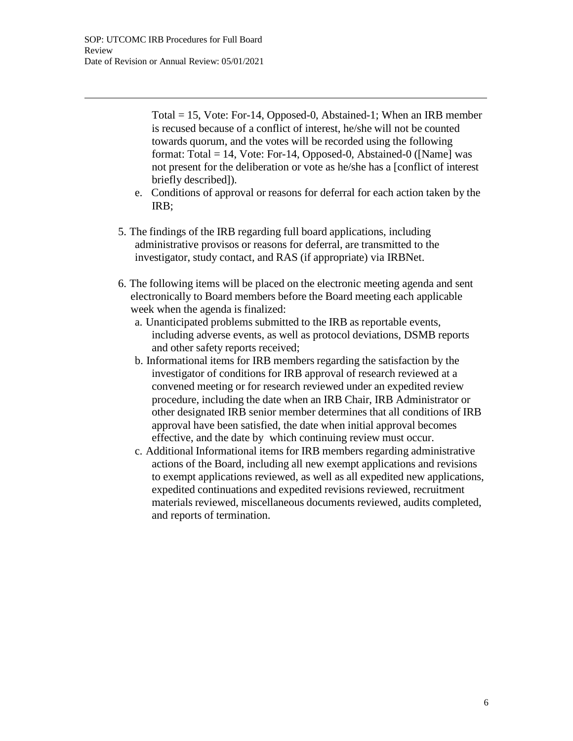Total = 15, Vote: For-14, Opposed-0, Abstained-1; When an IRB member is recused because of a conflict of interest, he/she will not be counted towards quorum, and the votes will be recorded using the following format: Total = 14, Vote: For-14, Opposed-0, Abstained-0 ([Name] was not present for the deliberation or vote as he/she has a [conflict of interest briefly described]).

e. Conditions of approval or reasons for deferral for each action taken by the IRB;

5. The findings of the IRB regarding full board applications, including administrative provisos or reasons for deferral, are transmitted to the investigator, study contact, and RAS (if appropriate) via IRBNet.

6. The following items will be placed on the electronic meeting agenda and sent electronically to Board members before the Board meeting each applicable week when the agenda is finalized:
   a. Unanticipated problems submitted to the IRB as reportable events, including adverse events, as well as protocol deviations, DSMB reports and other safety reports received;
   b. Informational items for IRB members regarding the satisfaction by the investigator of conditions for IRB approval of research reviewed at a convened meeting or for research reviewed under an expedited review procedure, including the date when an IRB Chair, IRB Administrator or other designated IRB senior member determines that all conditions of IRB approval have been satisfied, the date when initial approval becomes effective, and the date by which continuing review must occur.
   c. Additional Informational items for IRB members regarding administrative actions of the Board, including all new exempt applications and revisions to exempt applications reviewed, as well as all expedited new applications, expedited continuations and expedited revisions reviewed, recruitment materials reviewed, miscellaneous documents reviewed, audits completed, and reports of termination.